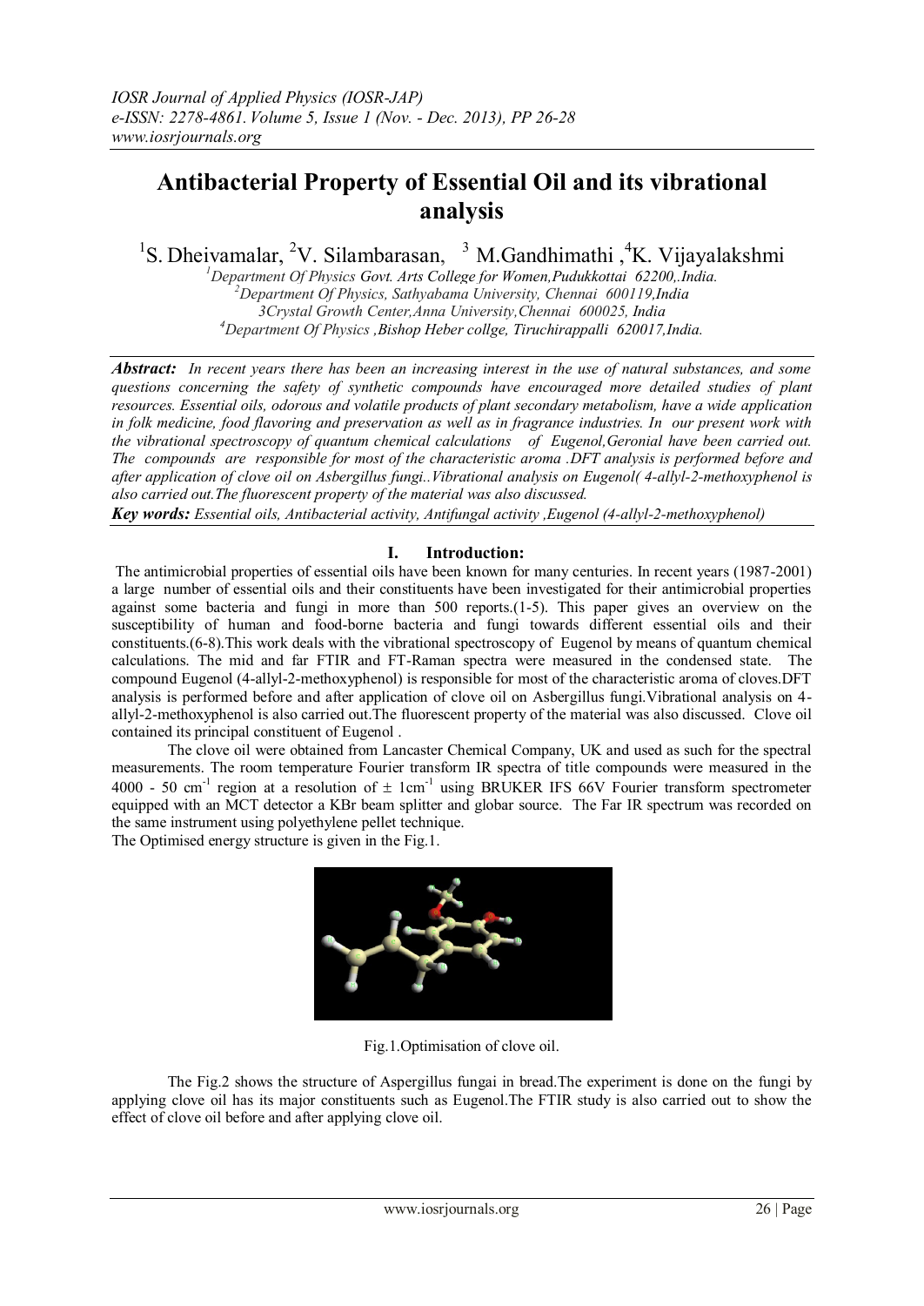# Antibacterial Property of Essential Oil and its vibrational analysis

[1]S. Dheivamalar, [2]V. Silambarasan, [3] M.Gandhimathi ,[4]K. Vijayalakshmi

[1]Department Of Physics Govt. Arts College for Women,Pudukkottai 62200,.India.
[2]Department Of Physics, Sathyabama University, Chennai 600119,India
3Crystal Growth Center,Anna University,Chennai 600025, India
[4]Department Of Physics ,Bishop Heber collge, Tiruchirappalli 620017,India.

***Abstract:*** *In recent years there has been an increasing interest in the use of natural substances, and some questions concerning the safety of synthetic compounds have encouraged more detailed studies of plant resources. Essential oils, odorous and volatile products of plant secondary metabolism, have a wide application in folk medicine, food flavoring and preservation as well as in fragrance industries. In our present work with the vibrational spectroscopy of quantum chemical calculations of Eugenol,Geronial have been carried out. The compounds are responsible for most of the characteristic aroma .DFT analysis is performed before and after application of clove oil on Asbergillus fungi..Vibrational analysis on Eugenol( 4-allyl-2-methoxyphenol is also carried out.The fluorescent property of the material was also discussed.*

***Key words:*** *Essential oils, Antibacterial activity, Antifungal activity ,Eugenol (4-allyl-2-methoxyphenol)*

## I. Introduction:

The antimicrobial properties of essential oils have been known for many centuries. In recent years (1987-2001) a large number of essential oils and their constituents have been investigated for their antimicrobial properties against some bacteria and fungi in more than 500 reports.(1-5). This paper gives an overview on the susceptibility of human and food-borne bacteria and fungi towards different essential oils and their constituents.(6-8).This work deals with the vibrational spectroscopy of Eugenol by means of quantum chemical calculations. The mid and far FTIR and FT-Raman spectra were measured in the condensed state. The compound Eugenol (4-allyl-2-methoxyphenol) is responsible for most of the characteristic aroma of cloves.DFT analysis is performed before and after application of clove oil on Asbergillus fungi.Vibrational analysis on 4-allyl-2-methoxyphenol is also carried out.The fluorescent property of the material was also discussed. Clove oil contained its principal constituent of Eugenol .

The clove oil were obtained from Lancaster Chemical Company, UK and used as such for the spectral measurements. The room temperature Fourier transform IR spectra of title compounds were measured in the 4000 - 50 $cm^{-1}$ region at a resolution of $\pm$ 1$cm^{-1}$ using BRUKER IFS 66V Fourier transform spectrometer equipped with an MCT detector a KBr beam splitter and globar source. The Far IR spectrum was recorded on the same instrument using polyethylene pellet technique.

The Optimised energy structure is given in the Fig.1.

Fig.1.Optimisation of clove oil.

The Fig.2 shows the structure of Aspergillus fungai in bread.The experiment is done on the fungi by applying clove oil has its major constituents such as Eugenol.The FTIR study is also carried out to show the effect of clove oil before and after applying clove oil.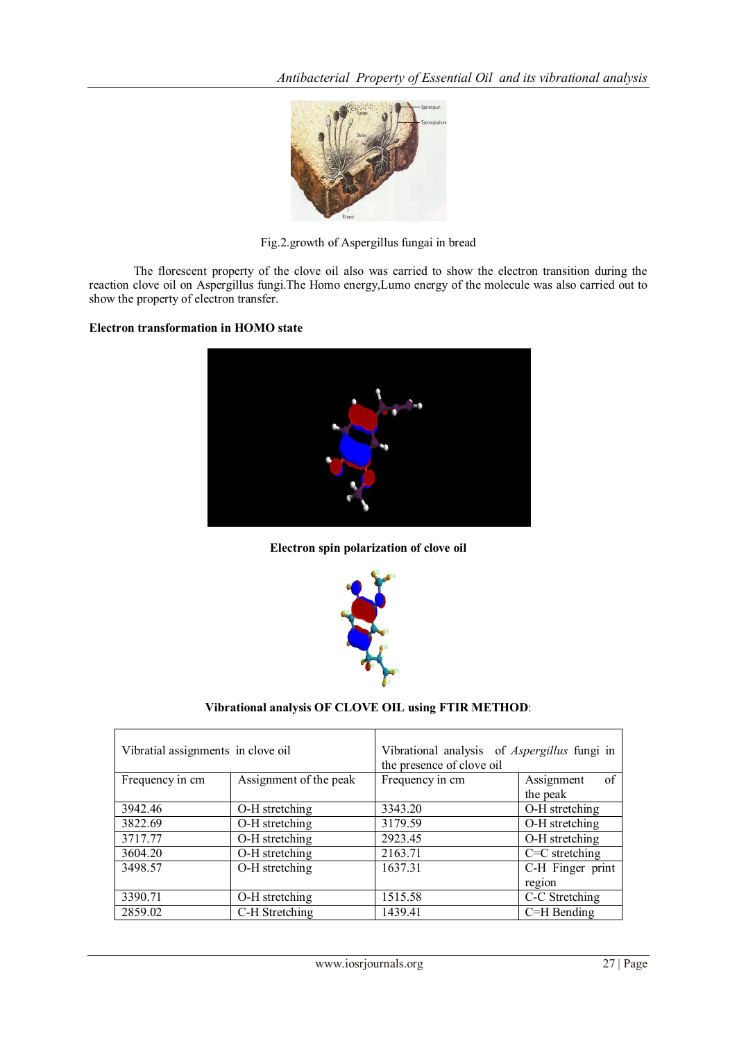Fig.2.growth of Aspergillus fungai in bread

The florescent property of the clove oil also was carried to show the electron transition during the reaction clove oil on Aspergillus fungi.The Homo energy,Lumo energy of the molecule was also carried out to show the property of electron transfer.

**Electron transformation in HOMO state**

**Electron spin polarization of clove oil**

**Vibrational analysis OF CLOVE OIL using FTIR METHOD**:

| Vibratial assignments in clove oil | | Vibrational analysis of *Aspergillus* fungi in the presence of clove oil | |
|---|---|---|---|
| Frequency in cm | Assignment of the peak | Frequency in cm | Assignment of the peak |
| 3942.46 | O-H stretching | 3343.20 | O-H stretching |
| 3822.69 | O-H stretching | 3179.59 | O-H stretching |
| 3717.77 | O-H stretching | 2923.45 | O-H stretching |
| 3604.20 | O-H stretching | 2163.71 | C=C stretching |
| 3498.57 | O-H stretching | 1637.31 | C-H Finger print region |
| 3390.71 | O-H stretching | 1515.58 | C-C Stretching |
| 2859.02 | C-H Stretching | 1439.41 | C=H Bending |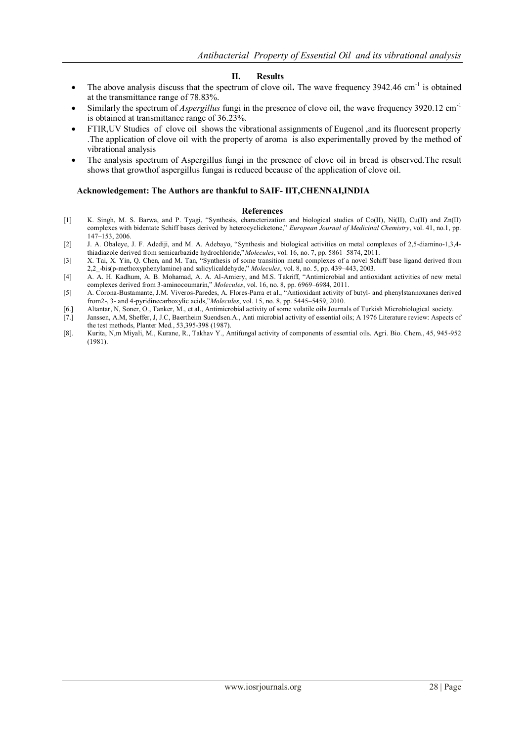## II. Results

- The above analysis discuss that the spectrum of clove oil**.** The wave frequency 3942.46 $cm^{-1}$ is obtained at the transmittance range of 78.83%.
- Similarly the spectrum of *Aspergillus* fungi in the presence of clove oil, the wave frequency 3920.12 $cm^{-1}$ is obtained at transmittance range of 36.23%.
- FTIR,UV Studies of clove oil shows the vibrational assignments of Eugenol ,and its fluoresent property .The application of clove oil with the property of aroma is also experimentally proved by the method of vibrational analysis
- The analysis spectrum of Aspergillus fungi in the presence of clove oil in bread is observed.The result shows that growthof aspergillus fungai is reduced because of the application of clove oil.

**Acknowledgement: The Authors are thankful to SAIF- IIT,CHENNAI,INDIA**

## References

[1] K. Singh, M. S. Barwa, and P. Tyagi, "Synthesis, characterization and biological studies of Co(II), Ni(II), Cu(II) and Zn(II) complexes with bidentate Schiff bases derived by heterocyclicketone," *European Journal of Medicinal Chemistry*, vol. 41, no.1, pp. 147–153, 2006.

[2] J. A. Obaleye, J. F. Adediji, and M. A. Adebayo, "Synthesis and biological activities on metal complexes of 2,5-diamino-1,3,4-thiadiazole derived from semicarbazide hydrochloride,"*Molecules*, vol. 16, no. 7, pp. 5861–5874, 2011.

[3] X. Tai, X. Yin, Q. Chen, and M. Tan, "Synthesis of some transition metal complexes of a novel Schiff base ligand derived from 2,2_-bis(p-methoxyphenylamine) and salicylicaldehyde," *Molecules*, vol. 8, no. 5, pp. 439–443, 2003.

[4] A. A. H. Kadhum, A. B. Mohamad, A. A. Al-Amiery, and M.S. Takriff, "Antimicrobial and antioxidant activities of new metal complexes derived from 3-aminocoumarin," *Molecules*, vol. 16, no. 8, pp. 6969–6984, 2011.

[5] A. Corona-Bustamante, J.M. Viveros-Paredes, A. Flores-Parra et al., "Antioxidant activity of butyl- and phenylstannoxanes derived from2-, 3- and 4-pyridinecarboxylic acids,"*Molecules*, vol. 15, no. 8, pp. 5445–5459, 2010.

[6.] Altantar, N, Soner, O., Tanker, M., et al., Antimicrobial activity of some volatile oils Journals of Turkish Microbiological society.

[7.] Janssen, A.M, Sheffer, J, J.C, Baertheim Suendsen.A., Anti microbial activity of essential oils; A 1976 Literature review: Aspects of the test methods, Planter Med., 53,395-398 (1987).

[8]. Kurita, N,m Miyali, M., Kurane, R., Takhav Y., Antifungal activity of components of essential oils. Agri. Bio. Chem., 45, 945-952 (1981).